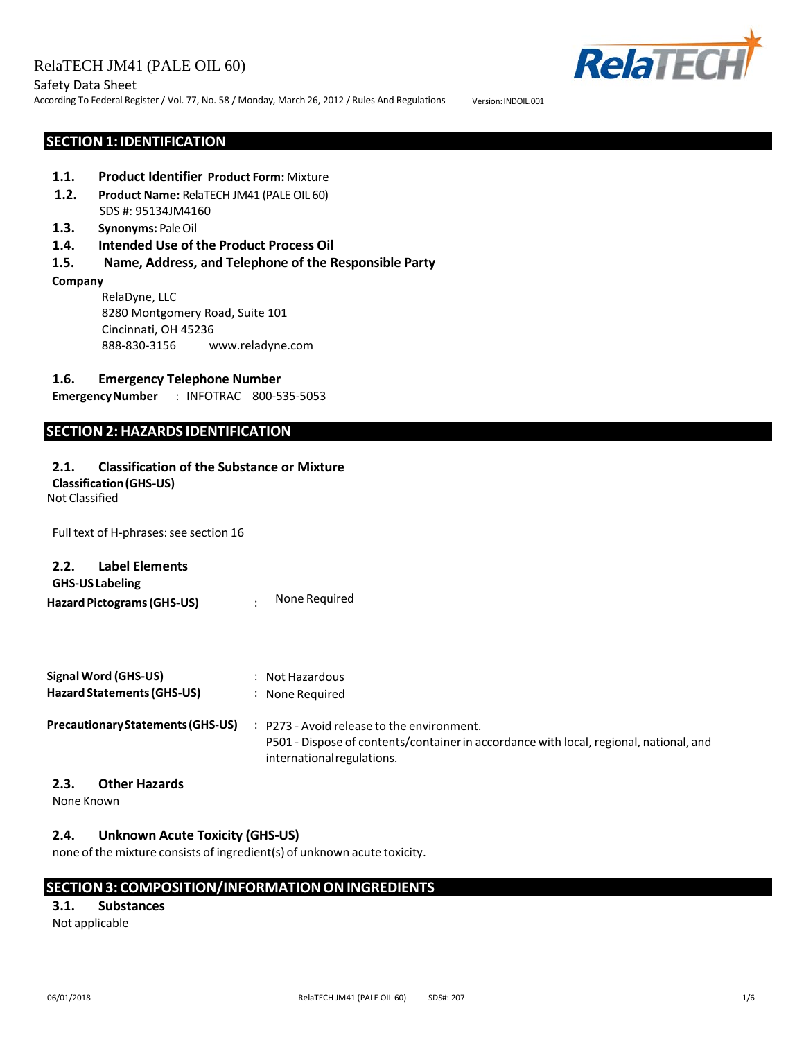# RelaTECH JM41 (PALE OIL 60)

Safety Data Sheet

According To Federal Register / Vol. 77, No. 58 / Monday, March 26, 2012 / Rules And Regulations

Version: INDOIL.001

## SECTION 1: IDENTIFICATION

**1.1. Product Identifier** **Product Form:** Mixture

**1.2. Product Name:** RelaTECH JM41 (PALE OIL 60)
SDS #: 95134JM4160

**1.3. Synonyms:** Pale Oil

**1.4. Intended Use of the Product Process Oil**

**1.5. Name, Address, and Telephone of the Responsible Party**

**Company**

RelaDyne, LLC
8280 Montgomery Road, Suite 101
Cincinnati, OH 45236
888-830-3156 www.reladyne.com

**1.6. Emergency Telephone Number**

**Emergency Number** : INFOTRAC 800-535-5053

## SECTION 2: HAZARDS IDENTIFICATION

**2.1. Classification of the Substance or Mixture**

**Classification (GHS-US)**

Not Classified

Full text of H-phrases: see section 16

**2.2. Label Elements**

**GHS-US Labeling**

**Hazard Pictograms (GHS-US)** : None Required

**Signal Word (GHS-US)** : Not Hazardous

**Hazard Statements (GHS-US)** : None Required

**Precautionary Statements (GHS-US)** : P273 - Avoid release to the environment.
P501 - Dispose of contents/container in accordance with local, regional, national, and international regulations.

**2.3. Other Hazards**

None Known

**2.4. Unknown Acute Toxicity (GHS-US)**

none of the mixture consists of ingredient(s) of unknown acute toxicity.

## SECTION 3: COMPOSITION/INFORMATION ON INGREDIENTS

**3.1. Substances**

Not applicable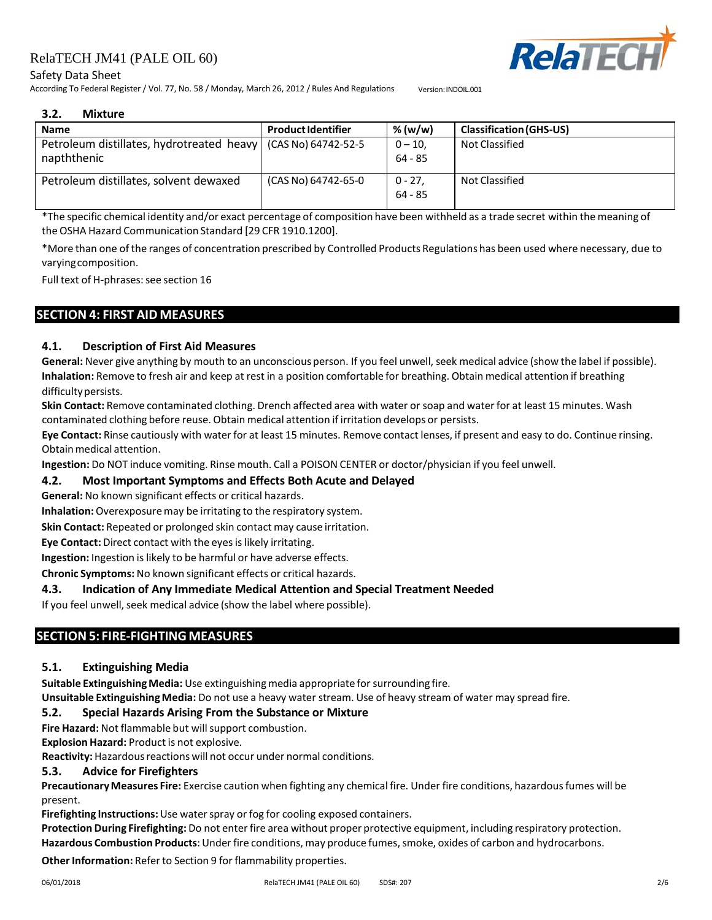### 3.2. Mixture

| Name | Product Identifier | % (w/w) | Classification (GHS-US) |
|---|---|---|---|
| Petroleum distillates, hydrotreated heavy napththenic | (CAS No) 64742-52-5 | 0 – 10, 64 - 85 | Not Classified |
| Petroleum distillates, solvent dewaxed | (CAS No) 64742-65-0 | 0 - 27, 64 - 85 | Not Classified |

*The specific chemical identity and/or exact percentage of composition have been withheld as a trade secret within the meaning of the OSHA Hazard Communication Standard [29 CFR 1910.1200].

*More than one of the ranges of concentration prescribed by Controlled Products Regulations has been used where necessary, due to varying composition.

Full text of H-phrases: see section 16

## SECTION 4: FIRST AID MEASURES

### 4.1. Description of First Aid Measures

**General:** Never give anything by mouth to an unconscious person. If you feel unwell, seek medical advice (show the label if possible).

**Inhalation:** Remove to fresh air and keep at rest in a position comfortable for breathing. Obtain medical attention if breathing difficulty persists.

**Skin Contact:** Remove contaminated clothing. Drench affected area with water or soap and water for at least 15 minutes. Wash contaminated clothing before reuse. Obtain medical attention if irritation develops or persists.

**Eye Contact:** Rinse cautiously with water for at least 15 minutes. Remove contact lenses, if present and easy to do. Continue rinsing. Obtain medical attention.

**Ingestion:** Do NOT induce vomiting. Rinse mouth. Call a POISON CENTER or doctor/physician if you feel unwell.

### 4.2. Most Important Symptoms and Effects Both Acute and Delayed

**General:** No known significant effects or critical hazards.

**Inhalation:** Overexposure may be irritating to the respiratory system.

**Skin Contact:** Repeated or prolonged skin contact may cause irritation.

**Eye Contact:** Direct contact with the eyes is likely irritating.

**Ingestion:** Ingestion is likely to be harmful or have adverse effects.

**Chronic Symptoms:** No known significant effects or critical hazards.

### 4.3. Indication of Any Immediate Medical Attention and Special Treatment Needed

If you feel unwell, seek medical advice (show the label where possible).

## SECTION 5: FIRE-FIGHTING MEASURES

### 5.1. Extinguishing Media

**Suitable Extinguishing Media:** Use extinguishing media appropriate for surrounding fire.

**Unsuitable Extinguishing Media:** Do not use a heavy water stream. Use of heavy stream of water may spread fire.

### 5.2. Special Hazards Arising From the Substance or Mixture

**Fire Hazard:** Not flammable but will support combustion.

**Explosion Hazard:** Product is not explosive.

**Reactivity:** Hazardous reactions will not occur under normal conditions.

### 5.3. Advice for Firefighters

**Precautionary Measures Fire:** Exercise caution when fighting any chemical fire. Under fire conditions, hazardous fumes will be present.

**Firefighting Instructions:** Use water spray or fog for cooling exposed containers.

**Protection During Firefighting:** Do not enter fire area without proper protective equipment, including respiratory protection.

**Hazardous Combustion Products**: Under fire conditions, may produce fumes, smoke, oxides of carbon and hydrocarbons.

**Other Information:** Refer to Section 9 for flammability properties.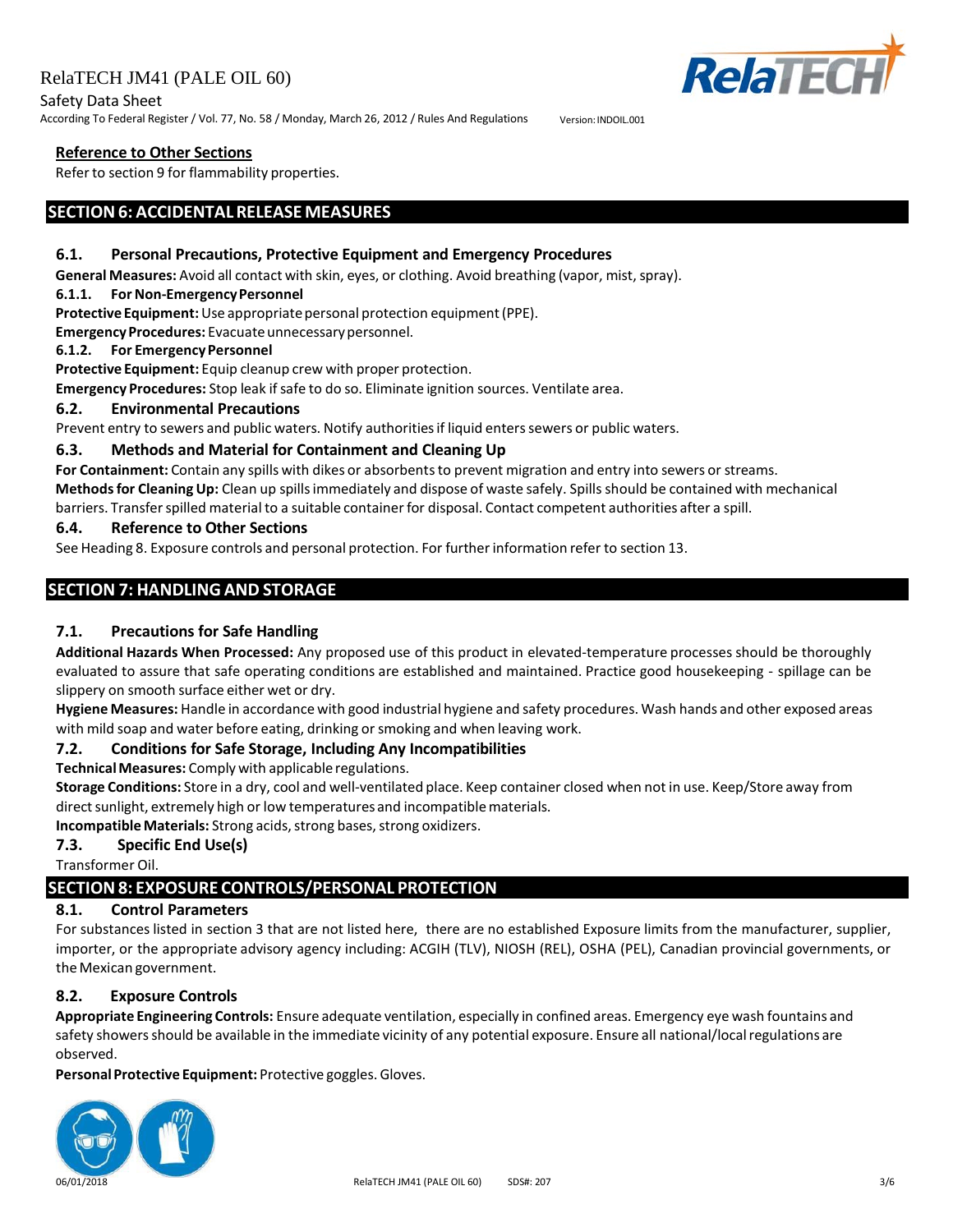#### Reference to Other Sections

Refer to section 9 for flammability properties.

## SECTION 6: ACCIDENTAL RELEASE MEASURES

### 6.1. Personal Precautions, Protective Equipment and Emergency Procedures

**General Measures:** Avoid all contact with skin, eyes, or clothing. Avoid breathing (vapor, mist, spray).

#### 6.1.1. For Non-Emergency Personnel

**Protective Equipment:** Use appropriate personal protection equipment (PPE).

**Emergency Procedures:** Evacuate unnecessary personnel.

#### 6.1.2. For Emergency Personnel

**Protective Equipment:** Equip cleanup crew with proper protection.

**Emergency Procedures:** Stop leak if safe to do so. Eliminate ignition sources. Ventilate area.

### 6.2. Environmental Precautions

Prevent entry to sewers and public waters. Notify authorities if liquid enters sewers or public waters.

### 6.3. Methods and Material for Containment and Cleaning Up

**For Containment:** Contain any spills with dikes or absorbents to prevent migration and entry into sewers or streams.

**Methods for Cleaning Up:** Clean up spills immediately and dispose of waste safely. Spills should be contained with mechanical barriers. Transfer spilled material to a suitable container for disposal. Contact competent authorities after a spill.

### 6.4. Reference to Other Sections

See Heading 8. Exposure controls and personal protection. For further information refer to section 13.

## SECTION 7: HANDLING AND STORAGE

### 7.1. Precautions for Safe Handling

**Additional Hazards When Processed:** Any proposed use of this product in elevated-temperature processes should be thoroughly evaluated to assure that safe operating conditions are established and maintained. Practice good housekeeping - spillage can be slippery on smooth surface either wet or dry.

**Hygiene Measures:** Handle in accordance with good industrial hygiene and safety procedures. Wash hands and other exposed areas with mild soap and water before eating, drinking or smoking and when leaving work.

### 7.2. Conditions for Safe Storage, Including Any Incompatibilities

**Technical Measures:** Comply with applicable regulations.

**Storage Conditions:** Store in a dry, cool and well-ventilated place. Keep container closed when not in use. Keep/Store away from direct sunlight, extremely high or low temperatures and incompatible materials.

**Incompatible Materials:** Strong acids, strong bases, strong oxidizers.

### 7.3. Specific End Use(s)

Transformer Oil.

## SECTION 8: EXPOSURE CONTROLS/PERSONAL PROTECTION

### 8.1. Control Parameters

For substances listed in section 3 that are not listed here, there are no established Exposure limits from the manufacturer, supplier, importer, or the appropriate advisory agency including: ACGIH (TLV), NIOSH (REL), OSHA (PEL), Canadian provincial governments, or the Mexican government.

### 8.2. Exposure Controls

**Appropriate Engineering Controls:** Ensure adequate ventilation, especially in confined areas. Emergency eye wash fountains and safety showers should be available in the immediate vicinity of any potential exposure. Ensure all national/local regulations are observed.

**Personal Protective Equipment:** Protective goggles. Gloves.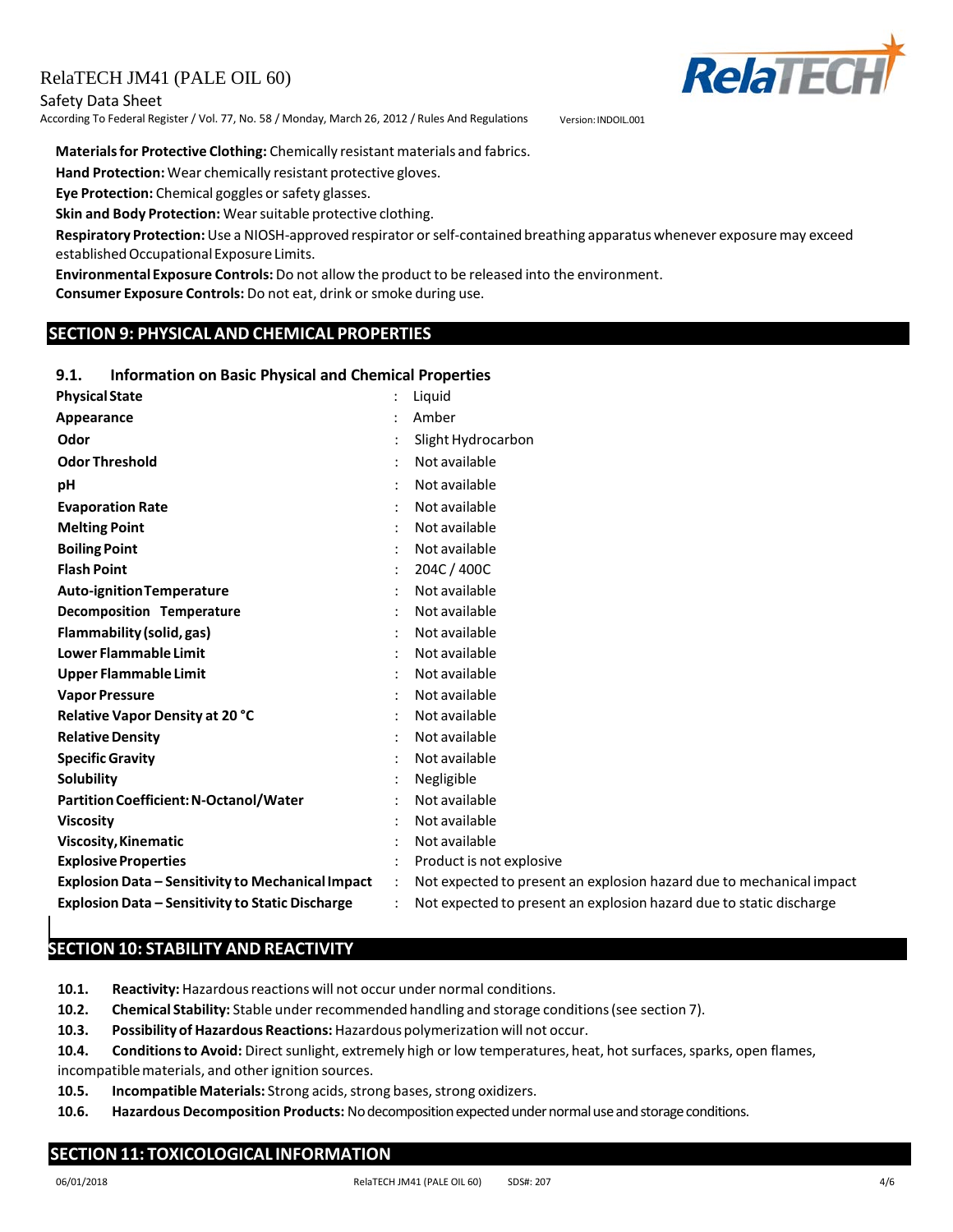**Materials for Protective Clothing:** Chemically resistant materials and fabrics.

**Hand Protection:** Wear chemically resistant protective gloves.

**Eye Protection:** Chemical goggles or safety glasses.

**Skin and Body Protection:** Wear suitable protective clothing.

**Respiratory Protection:** Use a NIOSH-approved respirator or self-contained breathing apparatus whenever exposure may exceed established Occupational Exposure Limits.

**Environmental Exposure Controls:** Do not allow the product to be released into the environment.

**Consumer Exposure Controls:** Do not eat, drink or smoke during use.

## SECTION 9: PHYSICAL AND CHEMICAL PROPERTIES

### 9.1. Information on Basic Physical and Chemical Properties

| | |
|---|---|
| **Physical State** | Liquid |
| **Appearance** | Amber |
| **Odor** | Slight Hydrocarbon |
| **Odor Threshold** | Not available |
| **pH** | Not available |
| **Evaporation Rate** | Not available |
| **Melting Point** | Not available |
| **Boiling Point** | Not available |
| **Flash Point** | 204C / 400C |
| **Auto-ignition Temperature** | Not available |
| **Decomposition Temperature** | Not available |
| **Flammability (solid, gas)** | Not available |
| **Lower Flammable Limit** | Not available |
| **Upper Flammable Limit** | Not available |
| **Vapor Pressure** | Not available |
| **Relative Vapor Density at 20 °C** | Not available |
| **Relative Density** | Not available |
| **Specific Gravity** | Not available |
| **Solubility** | Negligible |
| **Partition Coefficient: N-Octanol/Water** | Not available |
| **Viscosity** | Not available |
| **Viscosity, Kinematic** | Not available |
| **Explosive Properties** | Product is not explosive |
| **Explosion Data – Sensitivity to Mechanical Impact** | Not expected to present an explosion hazard due to mechanical impact |
| **Explosion Data – Sensitivity to Static Discharge** | Not expected to present an explosion hazard due to static discharge |

## SECTION 10: STABILITY AND REACTIVITY

**10.1. Reactivity:** Hazardous reactions will not occur under normal conditions.

**10.2. Chemical Stability:** Stable under recommended handling and storage conditions (see section 7).

**10.3. Possibility of Hazardous Reactions:** Hazardous polymerization will not occur.

**10.4. Conditions to Avoid:** Direct sunlight, extremely high or low temperatures, heat, hot surfaces, sparks, open flames, incompatible materials, and other ignition sources.

**10.5. Incompatible Materials:** Strong acids, strong bases, strong oxidizers.

**10.6. Hazardous Decomposition Products:** No decomposition expected under normal use and storage conditions.

## SECTION 11: TOXICOLOGICAL INFORMATION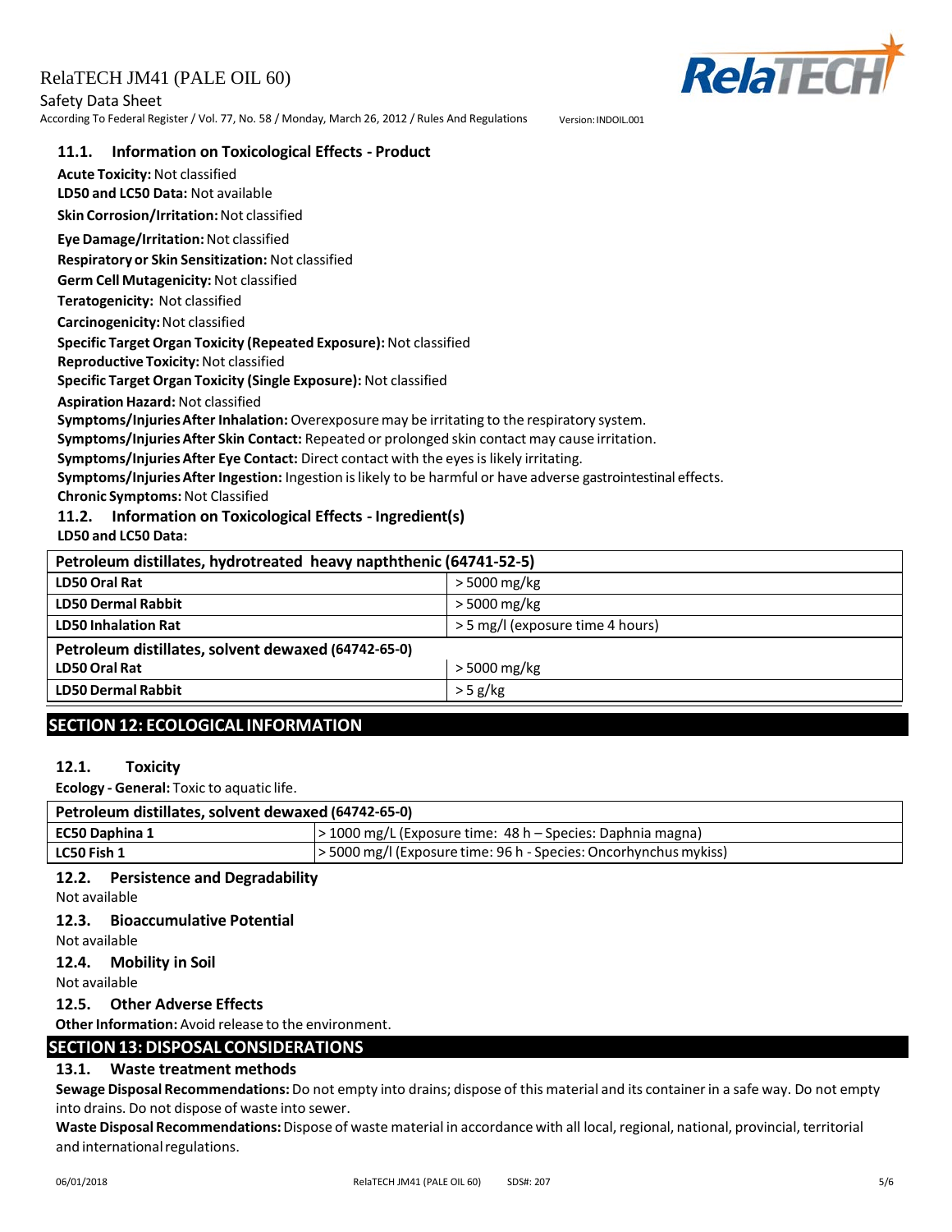### 11.1. Information on Toxicological Effects - Product

**Acute Toxicity:** Not classified

**LD50 and LC50 Data:** Not available

**Skin Corrosion/Irritation:** Not classified

**Eye Damage/Irritation:** Not classified

**Respiratory or Skin Sensitization:** Not classified

**Germ Cell Mutagenicity:** Not classified

**Teratogenicity:** Not classified

**Carcinogenicity:** Not classified

**Specific Target Organ Toxicity (Repeated Exposure):** Not classified

**Reproductive Toxicity:** Not classified

**Specific Target Organ Toxicity (Single Exposure):** Not classified

**Aspiration Hazard:** Not classified

**Symptoms/Injuries After Inhalation:** Overexposure may be irritating to the respiratory system.

**Symptoms/Injuries After Skin Contact:** Repeated or prolonged skin contact may cause irritation.

**Symptoms/Injuries After Eye Contact:** Direct contact with the eyes is likely irritating.

**Symptoms/Injuries After Ingestion:** Ingestion is likely to be harmful or have adverse gastrointestinal effects.

**Chronic Symptoms:** Not Classified

### 11.2. Information on Toxicological Effects - Ingredient(s)

**LD50 and LC50 Data:**

| | |
|---|---|
| **Petroleum distillates, hydrotreated heavy napththenic (64741-52-5)** | |
| **LD50 Oral Rat** | > 5000 mg/kg |
| **LD50 Dermal Rabbit** | > 5000 mg/kg |
| **LD50 Inhalation Rat** | > 5 mg/l (exposure time 4 hours) |
| **Petroleum distillates, solvent dewaxed (64742-65-0)** | |
| **LD50 Oral Rat** | > 5000 mg/kg |
| **LD50 Dermal Rabbit** | > 5 g/kg |

## SECTION 12: ECOLOGICAL INFORMATION

### 12.1. Toxicity

**Ecology - General:** Toxic to aquatic life.

| | |
|---|---|
| **Petroleum distillates, solvent dewaxed (64742-65-0)** | |
| **EC50 Daphina 1** | > 1000 mg/L (Exposure time: 48 h – Species: Daphnia magna) |
| **LC50 Fish 1** | > 5000 mg/l (Exposure time: 96 h - Species: Oncorhynchus mykiss) |

### 12.2. Persistence and Degradability

Not available

### 12.3. Bioaccumulative Potential

Not available

### 12.4. Mobility in Soil

Not available

### 12.5. Other Adverse Effects

**Other Information:** Avoid release to the environment.

## SECTION 13: DISPOSAL CONSIDERATIONS

### 13.1. Waste treatment methods

**Sewage Disposal Recommendations:** Do not empty into drains; dispose of this material and its container in a safe way. Do not empty into drains. Do not dispose of waste into sewer.

**Waste Disposal Recommendations:** Dispose of waste material in accordance with all local, regional, national, provincial, territorial and international regulations.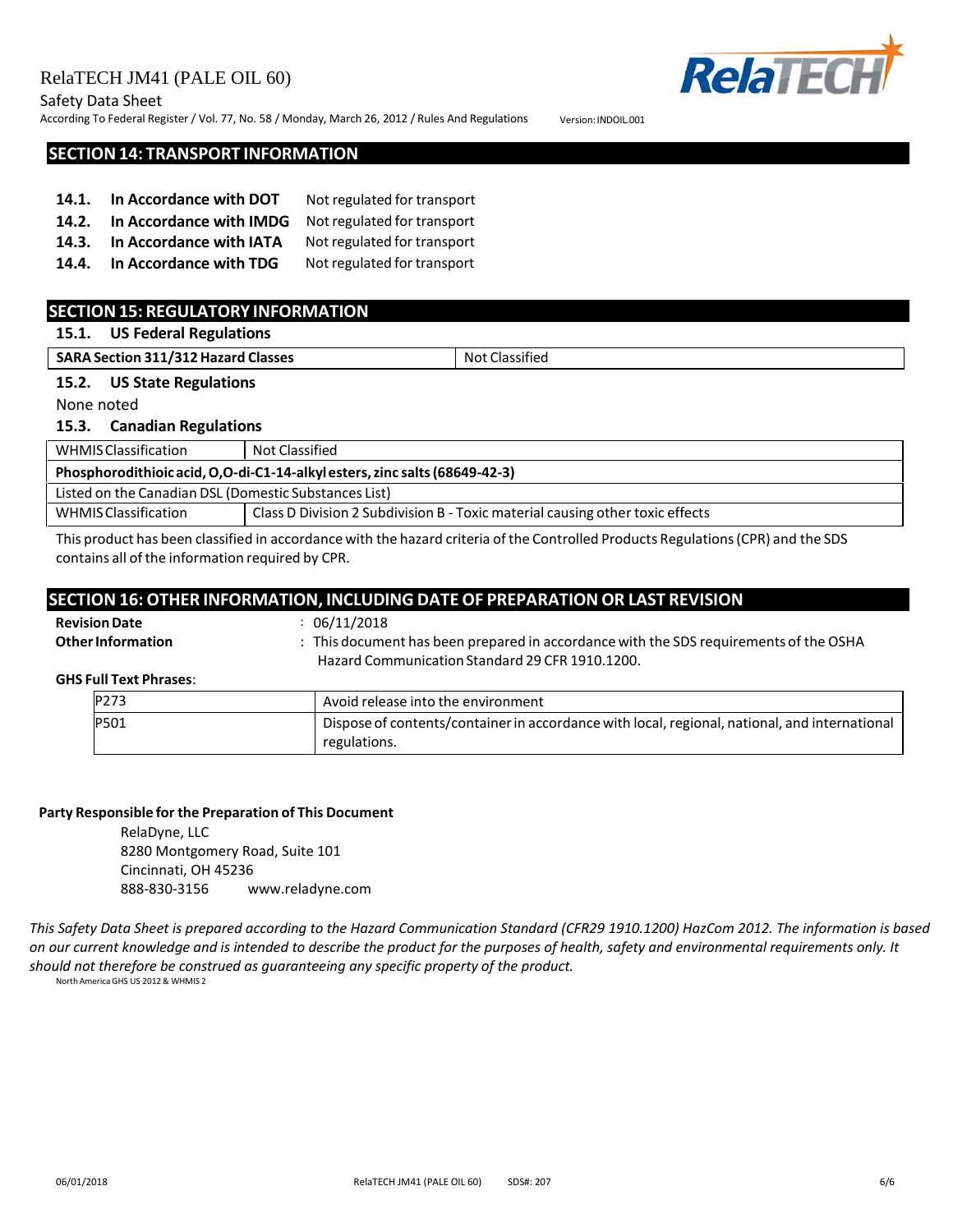## SECTION 14: TRANSPORT INFORMATION

| | | |
|---|---|---|
| **14.1.** | **In Accordance with DOT** | Not regulated for transport |
| **14.2.** | **In Accordance with IMDG** | Not regulated for transport |
| **14.3.** | **In Accordance with IATA** | Not regulated for transport |
| **14.4.** | **In Accordance with TDG** | Not regulated for transport |

## SECTION 15: REGULATORY INFORMATION

### 15.1. US Federal Regulations

| | |
|---|---|
| **SARA Section 311/312 Hazard Classes** | Not Classified |

### 15.2. US State Regulations

None noted

### 15.3. Canadian Regulations

| | |
|---|---|
| WHMIS Classification | Not Classified |
| **Phosphorodithioic acid, O,O-di-C1-14-alkyl esters, zinc salts (68649-42-3)** | |
| Listed on the Canadian DSL (Domestic Substances List) | |
| WHMIS Classification | Class D Division 2 Subdivision B - Toxic material causing other toxic effects |

This product has been classified in accordance with the hazard criteria of the Controlled Products Regulations (CPR) and the SDS contains all of the information required by CPR.

## SECTION 16: OTHER INFORMATION, INCLUDING DATE OF PREPARATION OR LAST REVISION

**Revision Date** : 06/11/2018

**Other Information** : This document has been prepared in accordance with the SDS requirements of the OSHA Hazard Communication Standard 29 CFR 1910.1200.

**GHS Full Text Phrases**:

| | |
|---|---|
| P273 | Avoid release into the environment |
| P501 | Dispose of contents/container in accordance with local, regional, national, and international regulations. |

**Party Responsible for the Preparation of This Document**

RelaDyne, LLC
8280 Montgomery Road, Suite 101
Cincinnati, OH 45236
888-830-3156 www.reladyne.com

*This Safety Data Sheet is prepared according to the Hazard Communication Standard (CFR29 1910.1200) HazCom 2012. The information is based on our current knowledge and is intended to describe the product for the purposes of health, safety and environmental requirements only. It should not therefore be construed as guaranteeing any specific property of the product.*

North America GHS US 2012 & WHMIS 2